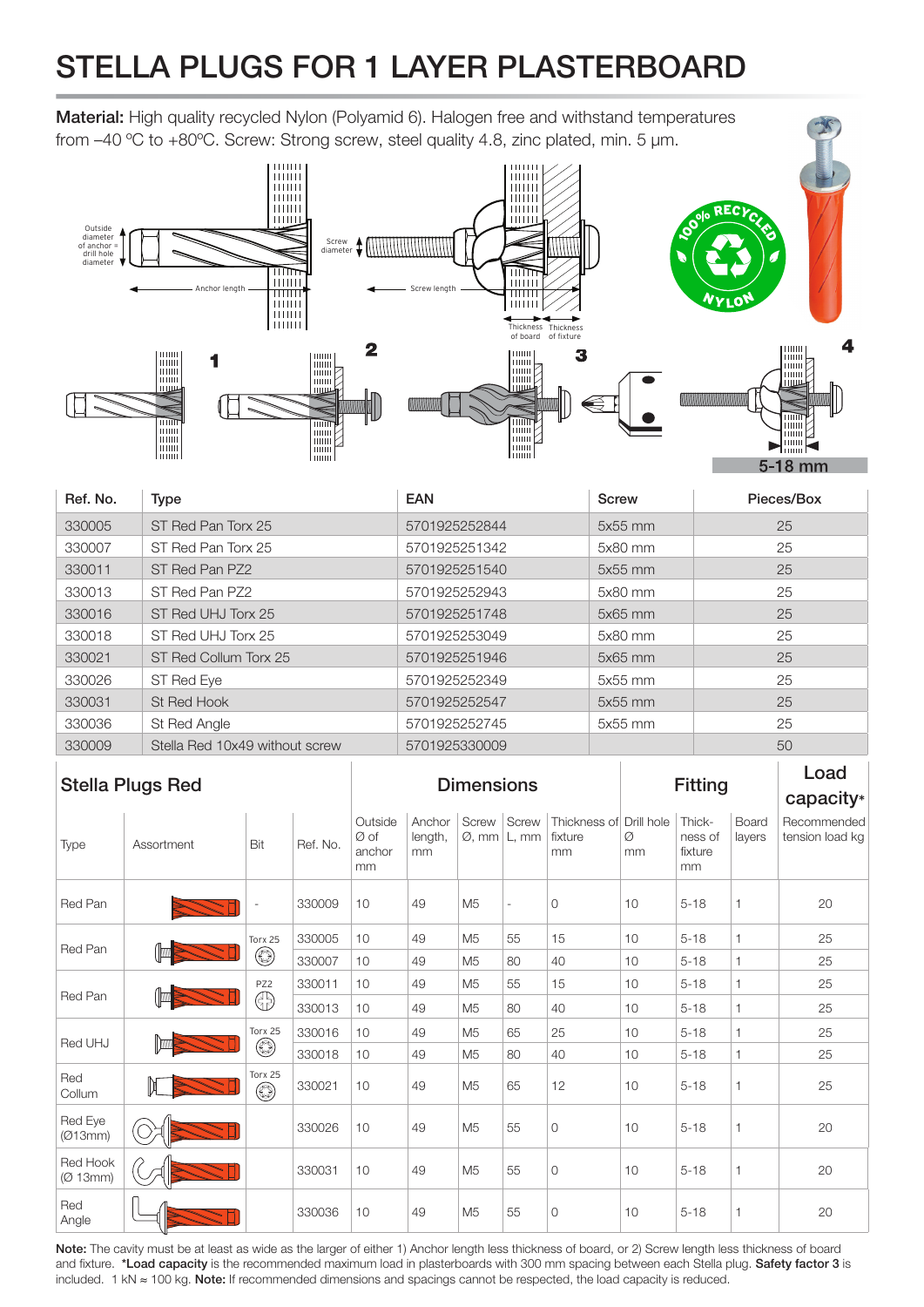# STELLA PLUGS FOR 1 LAYER PLASTERBOARD

**Material:** High quality recycled Nylon (Polyamid 6). Halogen free and withstand temperatures from –40 °C to +80ºC. Screw: Strong screw, steel quality 4.8, zinc plated, min. 5 µm.

Outside diameter of anchor = drill hole diameter

Anchor length

Screw diameter

Screw length

Thickness of board

Thickness of fixture

1 2 3 4

5-18 mm

| Ref. No. | Type | EAN | Screw | Pieces/Box |
|---|---|---|---|---|
| 330005 | ST Red Pan Torx 25 | 5701925252844 | 5x55 mm | 25 |
| 330007 | ST Red Pan Torx 25 | 5701925251342 | 5x80 mm | 25 |
| 330011 | ST Red Pan PZ2 | 5701925251540 | 5x55 mm | 25 |
| 330013 | ST Red Pan PZ2 | 5701925252943 | 5x80 mm | 25 |
| 330016 | ST Red UHJ Torx 25 | 5701925251748 | 5x65 mm | 25 |
| 330018 | ST Red UHJ Torx 25 | 5701925253049 | 5x80 mm | 25 |
| 330021 | ST Red Collum Torx 25 | 5701925251946 | 5x65 mm | 25 |
| 330026 | ST Red Eye | 5701925252349 | 5x55 mm | 25 |
| 330031 | St Red Hook | 5701925252547 | 5x55 mm | 25 |
| 330036 | St Red Angle | 5701925252745 | 5x55 mm | 25 |
| 330009 | Stella Red 10x49 without screw | 5701925330009 | | 50 |

| Stella Plugs Red | | | | Dimensions | | | | | Fitting | | | Load capacity* |
|---|---|---|---|---|---|---|---|---|---|---|---|---|
| Type | Assortment | Bit | Ref. No. | Outside Ø of anchor mm | Anchor length, mm | Screw Ø, mm | Screw L, mm | Thickness of fixture mm | Drill hole Ø mm | Thick-ness of fixture mm | Board layers | Recommended tension load kg |
| Red Pan | | - | 330009 | 10 | 49 | M5 | - | 0 | 10 | 5-18 | 1 | 20 |
| Red Pan | | Torx 25 | 330005 | 10 | 49 | M5 | 55 | 15 | 10 | 5-18 | 1 | 25 |
| | | | 330007 | 10 | 49 | M5 | 80 | 40 | 10 | 5-18 | 1 | 25 |
| Red Pan | | PZ2 | 330011 | 10 | 49 | M5 | 55 | 15 | 10 | 5-18 | 1 | 25 |
| | | | 330013 | 10 | 49 | M5 | 80 | 40 | 10 | 5-18 | 1 | 25 |
| Red UHJ | | Torx 25 | 330016 | 10 | 49 | M5 | 65 | 25 | 10 | 5-18 | 1 | 25 |
| | | | 330018 | 10 | 49 | M5 | 80 | 40 | 10 | 5-18 | 1 | 25 |
| Red Collum | | Torx 25 | 330021 | 10 | 49 | M5 | 65 | 12 | 10 | 5-18 | 1 | 25 |
| Red Eye (Ø13mm) | | | 330026 | 10 | 49 | M5 | 55 | 0 | 10 | 5-18 | 1 | 20 |
| Red Hook (Ø 13mm) | | | 330031 | 10 | 49 | M5 | 55 | 0 | 10 | 5-18 | 1 | 20 |
| Red Angle | | | 330036 | 10 | 49 | M5 | 55 | 0 | 10 | 5-18 | 1 | 20 |

**Note:** The cavity must be at least as wide as the larger of either 1) Anchor length less thickness of board, or 2) Screw length less thickness of board and fixture. ***Load capacity** is the recommended maximum load in plasterboards with 300 mm spacing between each Stella plug. **Safety factor 3** is included. 1 kN ≈ 100 kg. **Note:** If recommended dimensions and spacings cannot be respected, the load capacity is reduced.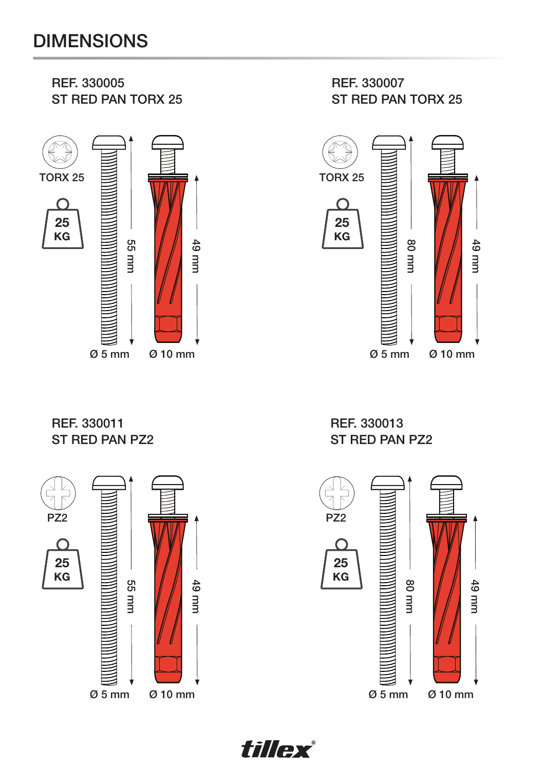# DIMENSIONS

## REF. 330005
ST RED PAN TORX 25

TORX 25

25 KG

55 mm

49 mm

Ø 5 mm

Ø 10 mm

## REF. 330007
ST RED PAN TORX 25

TORX 25

25 KG

80 mm

49 mm

Ø 5 mm

Ø 10 mm

## REF. 330011
ST RED PAN PZ2

PZ2

25 KG

55 mm

49 mm

Ø 5 mm

Ø 10 mm

## REF. 330013
ST RED PAN PZ2

PZ2

25 KG

80 mm

49 mm

Ø 5 mm

Ø 10 mm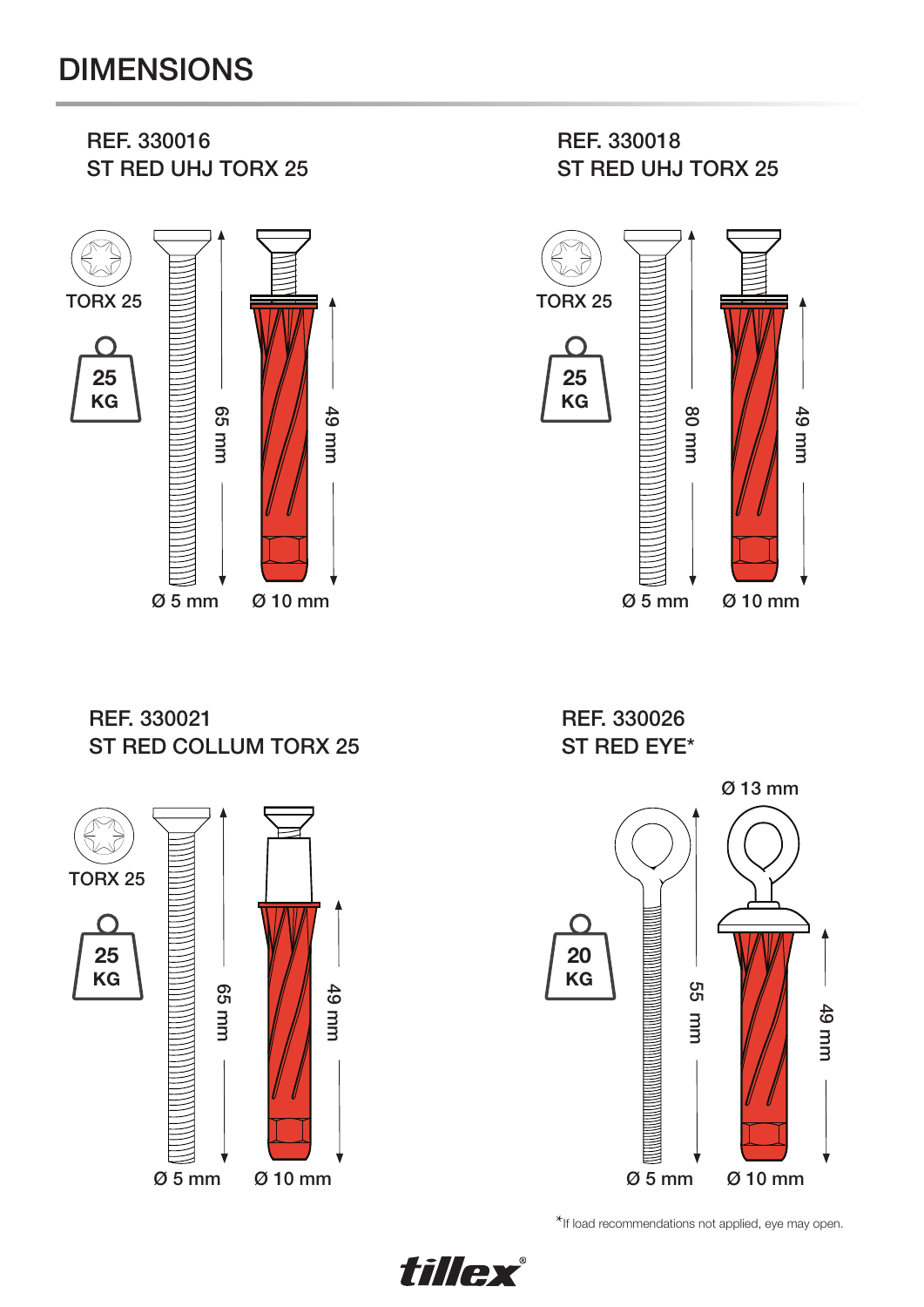# DIMENSIONS

## REF. 330016
### ST RED UHJ TORX 25

TORX 25

25 KG

65 mm

49 mm

Ø 5 mm

Ø 10 mm

## REF. 330018
### ST RED UHJ TORX 25

TORX 25

25 KG

80 mm

49 mm

Ø 5 mm

Ø 10 mm

## REF. 330021
### ST RED COLLUM TORX 25

TORX 25

25 KG

65 mm

49 mm

Ø 5 mm

Ø 10 mm

## REF. 330026
### ST RED EYE*

Ø 13 mm

20 KG

55 mm

49 mm

Ø 5 mm

Ø 10 mm

*If load recommendations not applied, eye may open.

tillex®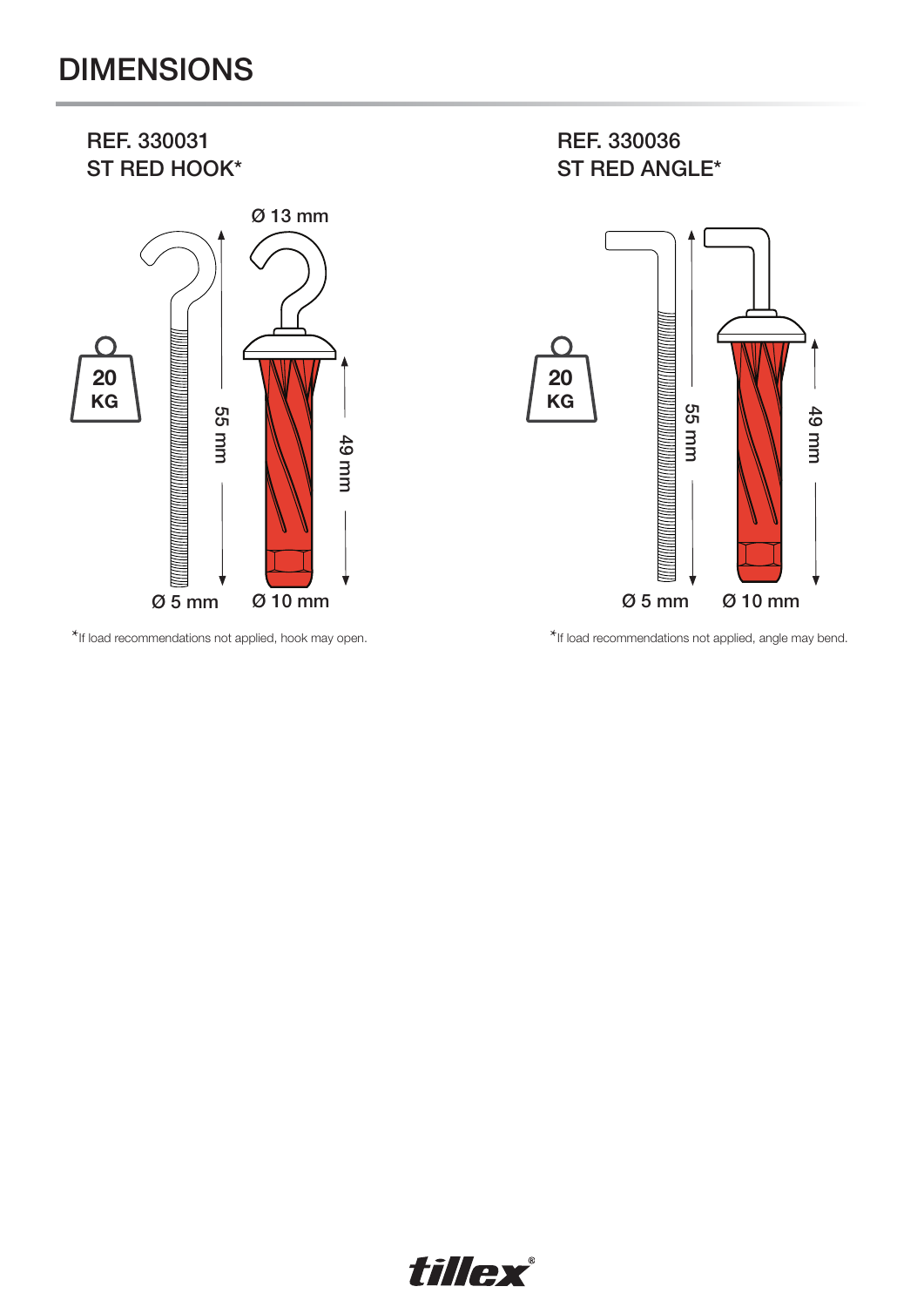# DIMENSIONS

## REF. 330031
## ST RED HOOK*

Ø 13 mm

20 KG

55 mm

49 mm

Ø 5 mm

Ø 10 mm

*If load recommendations not applied, hook may open.

## REF. 330036
## ST RED ANGLE*

20 KG

55 mm

49 mm

Ø 5 mm

Ø 10 mm

*If load recommendations not applied, angle may bend.

tillex®